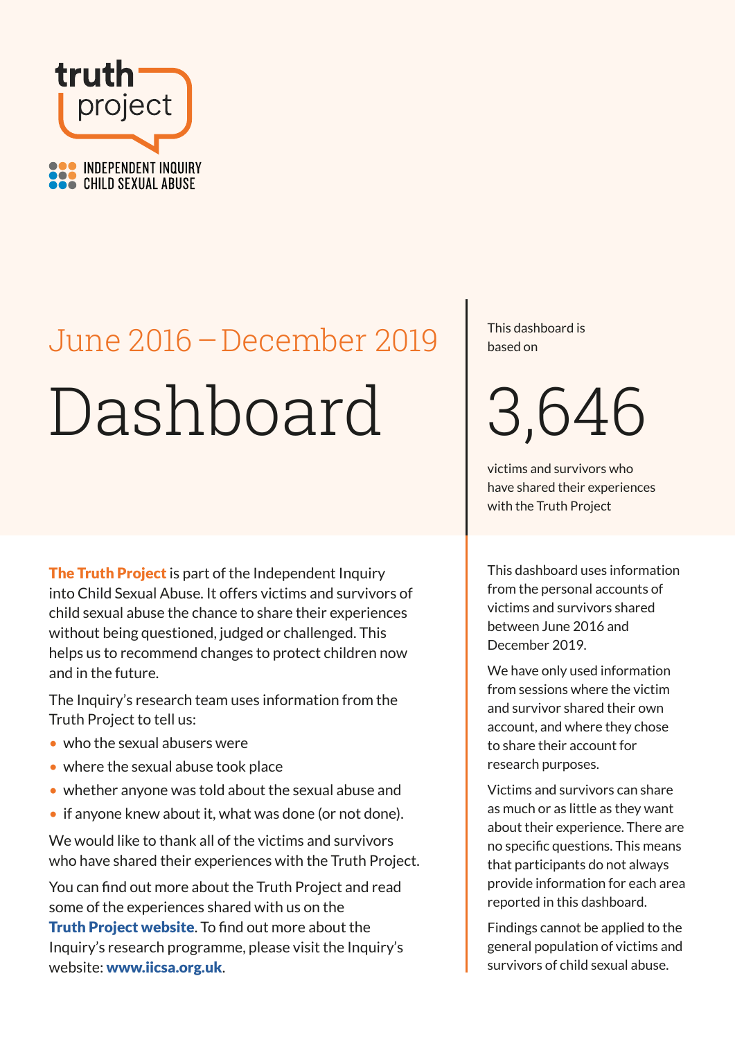truth project

INDEPENDENT INQUIRY CHILD SEXUAL ABUSE

## June 2016 – December 2019

# Dashboard

This dashboard is based on

**3,646**

victims and survivors who have shared their experiences with the Truth Project

**The Truth Project** is part of the Independent Inquiry into Child Sexual Abuse. It offers victims and survivors of child sexual abuse the chance to share their experiences without being questioned, judged or challenged. This helps us to recommend changes to protect children now and in the future.

The Inquiry's research team uses information from the Truth Project to tell us:

- who the sexual abusers were
- where the sexual abuse took place
- whether anyone was told about the sexual abuse and
- if anyone knew about it, what was done (or not done).

We would like to thank all of the victims and survivors who have shared their experiences with the Truth Project.

You can find out more about the Truth Project and read some of the experiences shared with us on the **Truth Project website**. To find out more about the Inquiry's research programme, please visit the Inquiry's website: **www.iicsa.org.uk**.

This dashboard uses information from the personal accounts of victims and survivors shared between June 2016 and December 2019.

We have only used information from sessions where the victim and survivor shared their own account, and where they chose to share their account for research purposes.

Victims and survivors can share as much or as little as they want about their experience. There are no specific questions. This means that participants do not always provide information for each area reported in this dashboard.

Findings cannot be applied to the general population of victims and survivors of child sexual abuse.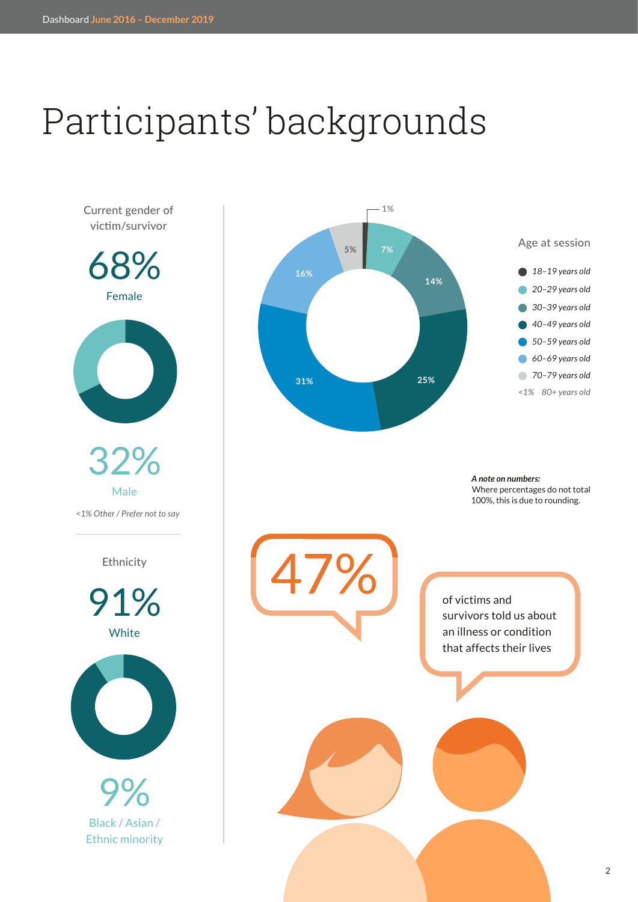# Participants' backgrounds

Current gender of victim/survivor

68%
Female

32%
Male

*<1% Other / Prefer not to say*

Ethnicity

91%
White

9%
Black / Asian / Ethnic minority

Age at session

| Age group | Percentage |
| --- | --- |
| 18–19 years old | 1% |
| 20–29 years old | 7% |
| 30–39 years old | 14% |
| 40–49 years old | 25% |
| 50–59 years old | 31% |
| 60–69 years old | 16% |
| 70–79 years old | 5% |
| 80+ years old | <1% |

***A note on numbers:***
Where percentages do not total 100%, this is due to rounding.

47%

of victims and survivors told us about an illness or condition that affects their lives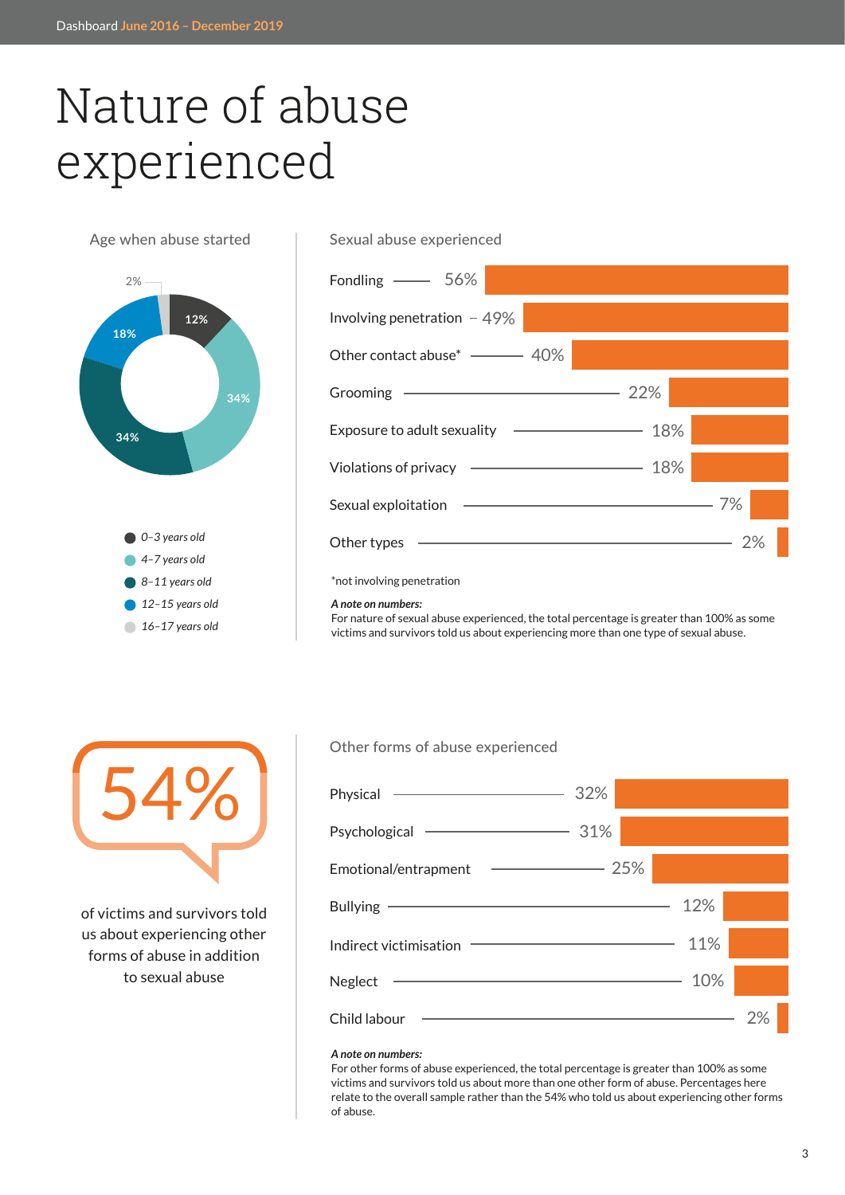# Nature of abuse experienced

## Age when abuse started

| Age | Percentage |
|---|---|
| 0–3 years old | 12% |
| 4–7 years old | 34% |
| 8–11 years old | 34% |
| 12–15 years old | 18% |
| 16–17 years old | 2% |

## Sexual abuse experienced

| Type | Percentage |
|---|---|
| Fondling | 56% |
| Involving penetration | 49% |
| Other contact abuse* | 40% |
| Grooming | 22% |
| Exposure to adult sexuality | 18% |
| Violations of privacy | 18% |
| Sexual exploitation | 7% |
| Other types | 2% |

*not involving penetration

***A note on numbers:***
For nature of sexual abuse experienced, the total percentage is greater than 100% as some victims and survivors told us about experiencing more than one type of sexual abuse.

**54%**

of victims and survivors told us about experiencing other forms of abuse in addition to sexual abuse

## Other forms of abuse experienced

| Type | Percentage |
|---|---|
| Physical | 32% |
| Psychological | 31% |
| Emotional/entrapment | 25% |
| Bullying | 12% |
| Indirect victimisation | 11% |
| Neglect | 10% |
| Child labour | 2% |

***A note on numbers:***
For other forms of abuse experienced, the total percentage is greater than 100% as some victims and survivors told us about more than one other form of abuse. Percentages here relate to the overall sample rather than the 54% who told us about experiencing other forms of abuse.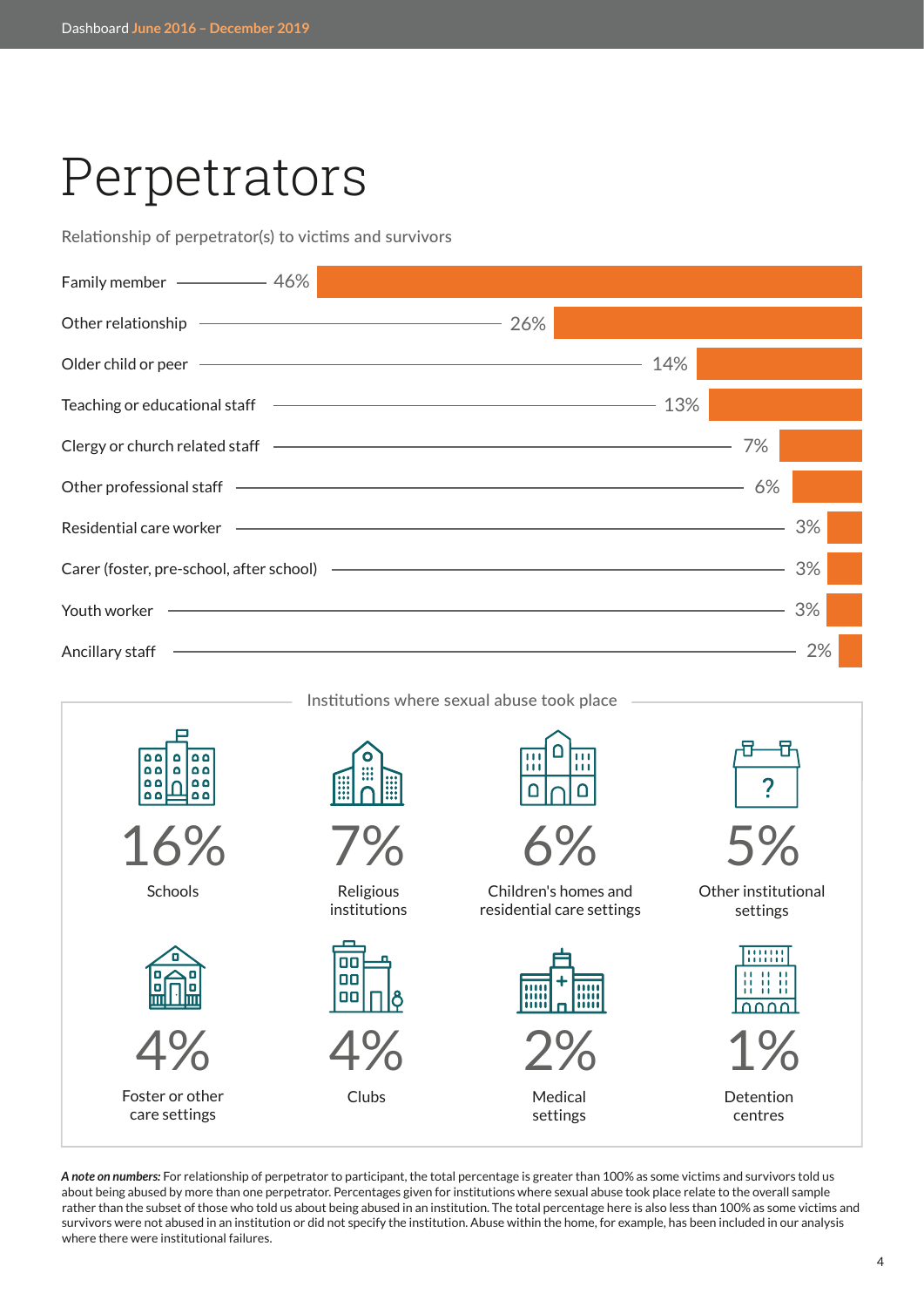# Perpetrators

Relationship of perpetrator(s) to victims and survivors

| Relationship | Percentage |
|---|---|
| Family member | 46% |
| Other relationship | 26% |
| Older child or peer | 14% |
| Teaching or educational staff | 13% |
| Clergy or church related staff | 7% |
| Other professional staff | 6% |
| Residential care worker | 3% |
| Carer (foster, pre-school, after school) | 3% |
| Youth worker | 3% |
| Ancillary staff | 2% |

Institutions where sexual abuse took place

| Institution | Percentage |
|---|---|
| Schools | 16% |
| Religious institutions | 7% |
| Children's homes and residential care settings | 6% |
| Other institutional settings | 5% |
| Foster or other care settings | 4% |
| Clubs | 4% |
| Medical settings | 2% |
| Detention centres | 1% |

***A note on numbers:*** For relationship of perpetrator to participant, the total percentage is greater than 100% as some victims and survivors told us about being abused by more than one perpetrator. Percentages given for institutions where sexual abuse took place relate to the overall sample rather than the subset of those who told us about being abused in an institution. The total percentage here is also less than 100% as some victims and survivors were not abused in an institution or did not specify the institution. Abuse within the home, for example, has been included in our analysis where there were institutional failures.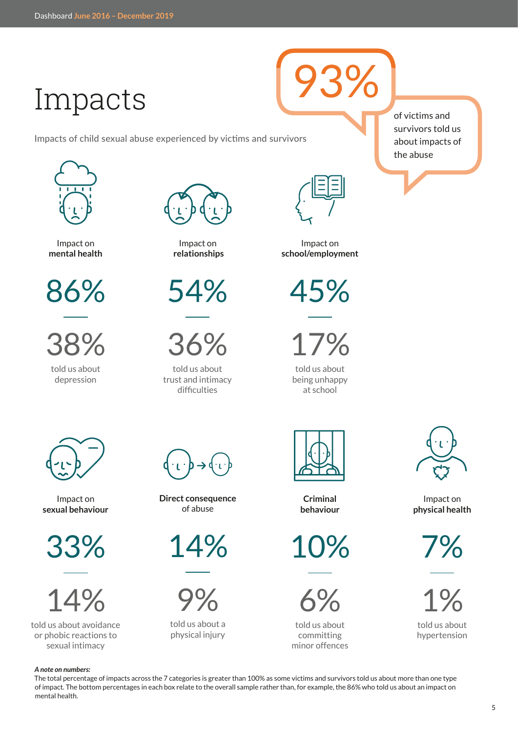# Impacts

Impacts of child sexual abuse experienced by victims and survivors

**93%** of victims and survivors told us about impacts of the abuse

| Category | Overall | Specific impact |
|---|---|---|
| Impact on **mental health** | 86% | 38% told us about depression |
| Impact on **relationships** | 54% | 36% told us about trust and intimacy difficulties |
| Impact on **school/employment** | 45% | 17% told us about being unhappy at school |
| Impact on **sexual behaviour** | 33% | 14% told us about avoidance or phobic reactions to sexual intimacy |
| **Direct consequence** of abuse | 14% | 9% told us about a physical injury |
| **Criminal behaviour** | 10% | 6% told us about committing minor offences |
| Impact on **physical health** | 7% | 1% told us about hypertension |

***A note on numbers:***
The total percentage of impacts across the 7 categories is greater than 100% as some victims and survivors told us about more than one type of impact. The bottom percentages in each box relate to the overall sample rather than, for example, the 86% who told us about an impact on mental health.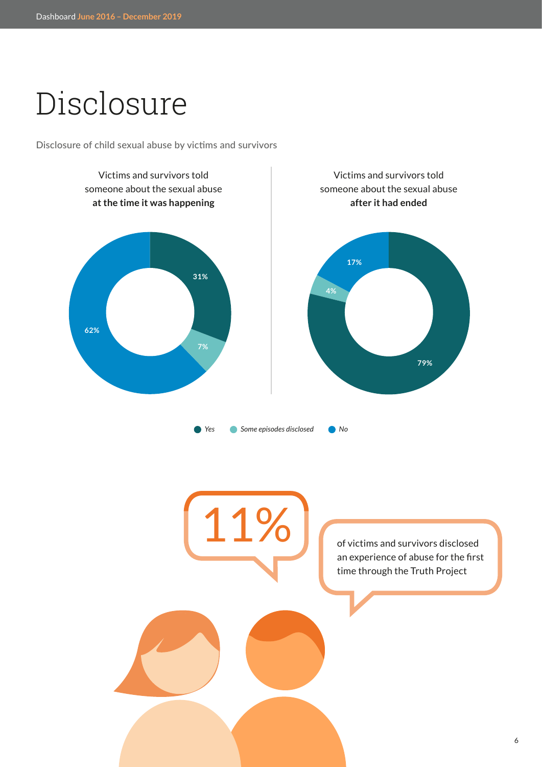# Disclosure

Disclosure of child sexual abuse by victims and survivors

Victims and survivors told someone about the sexual abuse **at the time it was happening**

31%

7%

62%

Victims and survivors told someone about the sexual abuse **after it had ended**

17%

4%

79%

*Yes* *Some episodes disclosed* *No*

11%

of victims and survivors disclosed an experience of abuse for the first time through the Truth Project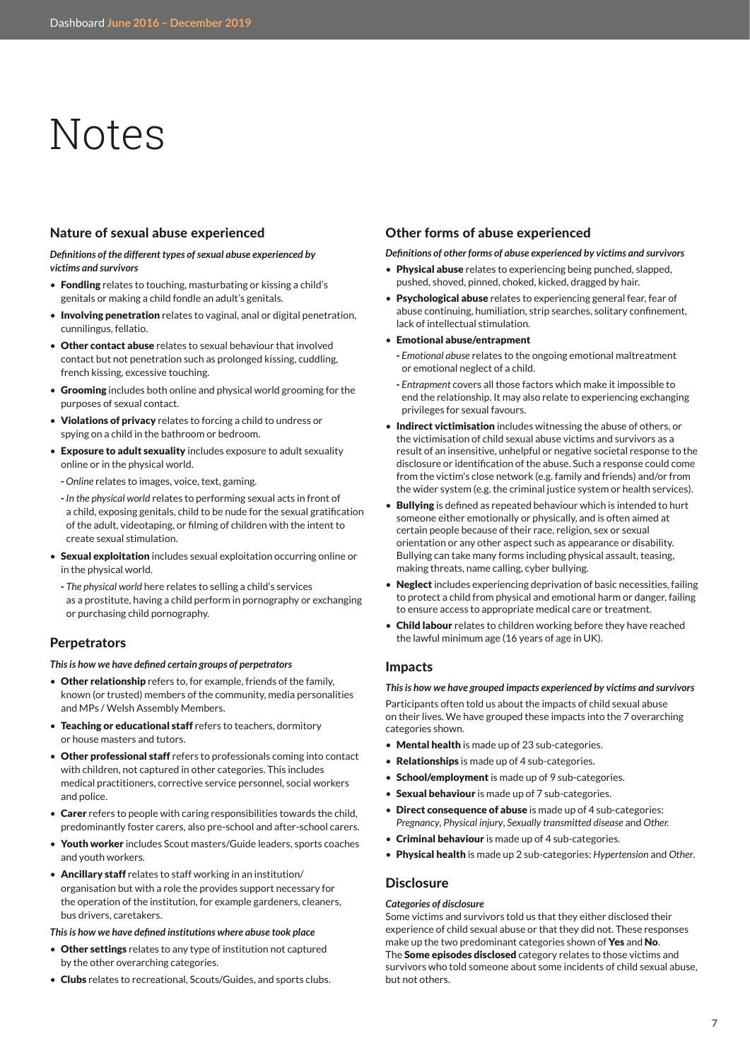# Notes

## Nature of sexual abuse experienced

***Definitions of the different types of sexual abuse experienced by victims and survivors***

- **Fondling** relates to touching, masturbating or kissing a child's genitals or making a child fondle an adult's genitals.
- **Involving penetration** relates to vaginal, anal or digital penetration, cunnilingus, fellatio.
- **Other contact abuse** relates to sexual behaviour that involved contact but not penetration such as prolonged kissing, cuddling, french kissing, excessive touching.
- **Grooming** includes both online and physical world grooming for the purposes of sexual contact.
- **Violations of privacy** relates to forcing a child to undress or spying on a child in the bathroom or bedroom.
- **Exposure to adult sexuality** includes exposure to adult sexuality online or in the physical world.
  - *Online* relates to images, voice, text, gaming.
  - *In the physical world* relates to performing sexual acts in front of a child, exposing genitals, child to be nude for the sexual gratification of the adult, videotaping, or filming of children with the intent to create sexual stimulation.
- **Sexual exploitation** includes sexual exploitation occurring online or in the physical world.
  - *The physical world* here relates to selling a child's services as a prostitute, having a child perform in pornography or exchanging or purchasing child pornography.

## Perpetrators

***This is how we have defined certain groups of perpetrators***

- **Other relationship** refers to, for example, friends of the family, known (or trusted) members of the community, media personalities and MPs / Welsh Assembly Members.
- **Teaching or educational staff** refers to teachers, dormitory or house masters and tutors.
- **Other professional staff** refers to professionals coming into contact with children, not captured in other categories. This includes medical practitioners, corrective service personnel, social workers and police.
- **Carer** refers to people with caring responsibilities towards the child, predominantly foster carers, also pre-school and after-school carers.
- **Youth worker** includes Scout masters/Guide leaders, sports coaches and youth workers.
- **Ancillary staff** relates to staff working in an institution/ organisation but with a role the provides support necessary for the operation of the institution, for example gardeners, cleaners, bus drivers, caretakers.

***This is how we have defined institutions where abuse took place***

- **Other settings** relates to any type of institution not captured by the other overarching categories.
- **Clubs** relates to recreational, Scouts/Guides, and sports clubs.

## Other forms of abuse experienced

***Definitions of other forms of abuse experienced by victims and survivors***

- **Physical abuse** relates to experiencing being punched, slapped, pushed, shoved, pinned, choked, kicked, dragged by hair.
- **Psychological abuse** relates to experiencing general fear, fear of abuse continuing, humiliation, strip searches, solitary confinement, lack of intellectual stimulation.
- **Emotional abuse/entrapment**
  - *Emotional abuse* relates to the ongoing emotional maltreatment or emotional neglect of a child.
  - *Entrapment* covers all those factors which make it impossible to end the relationship. It may also relate to experiencing exchanging privileges for sexual favours.
- **Indirect victimisation** includes witnessing the abuse of others, or the victimisation of child sexual abuse victims and survivors as a result of an insensitive, unhelpful or negative societal response to the disclosure or identification of the abuse. Such a response could come from the victim's close network (e.g. family and friends) and/or from the wider system (e.g. the criminal justice system or health services).
- **Bullying** is defined as repeated behaviour which is intended to hurt someone either emotionally or physically, and is often aimed at certain people because of their race, religion, sex or sexual orientation or any other aspect such as appearance or disability. Bullying can take many forms including physical assault, teasing, making threats, name calling, cyber bullying.
- **Neglect** includes experiencing deprivation of basic necessities, failing to protect a child from physical and emotional harm or danger, failing to ensure access to appropriate medical care or treatment.
- **Child labour** relates to children working before they have reached the lawful minimum age (16 years of age in UK).

## Impacts

***This is how we have grouped impacts experienced by victims and survivors***

Participants often told us about the impacts of child sexual abuse on their lives. We have grouped these impacts into the 7 overarching categories shown.

- **Mental health** is made up of 23 sub-categories.
- **Relationships** is made up of 4 sub-categories.
- **School/employment** is made up of 9 sub-categories.
- **Sexual behaviour** is made up of 7 sub-categories.
- **Direct consequence of abuse** is made up of 4 sub-categories: *Pregnancy*, *Physical injury*, *Sexually transmitted disease* and *Other.*
- **Criminal behaviour** is made up of 4 sub-categories.
- **Physical health** is made up 2 sub-categories: *Hypertension* and *Other*.

## Disclosure

*Categories of disclosure*

Some victims and survivors told us that they either disclosed their experience of child sexual abuse or that they did not. These responses make up the two predominant categories shown of **Yes** and **No**. The **Some episodes disclosed** category relates to those victims and survivors who told someone about some incidents of child sexual abuse, but not others.